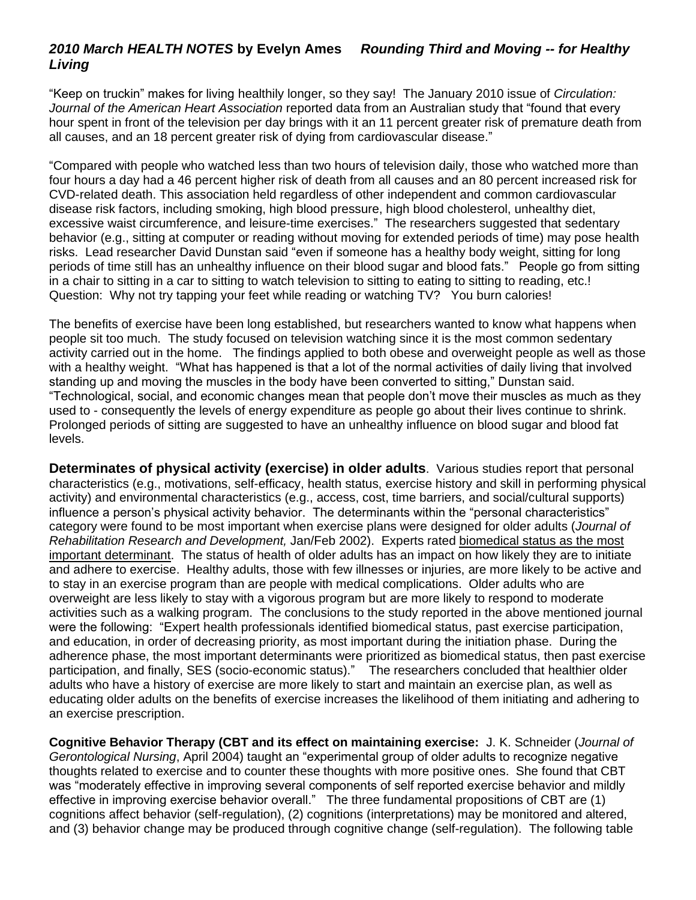## *2010 March HEALTH NOTES* by Evelyn Ames *Rounding Third and Moving -- for Healthy Living*

"Keep on truckin" makes for living healthily longer, so they say! The January 2010 issue of *Circulation: Journal of the American Heart Association* reported data from an Australian study that "found that every hour spent in front of the television per day brings with it an 11 percent greater risk of premature death from all causes, and an 18 percent greater risk of dying from cardiovascular disease."

"Compared with people who watched less than two hours of television daily, those who watched more than four hours a day had a 46 percent higher risk of death from all causes and an 80 percent increased risk for CVD-related death. This association held regardless of other independent and common cardiovascular disease risk factors, including smoking, high blood pressure, high blood cholesterol, unhealthy diet, excessive waist circumference, and leisure-time exercises." The researchers suggested that sedentary behavior (e.g., sitting at computer or reading without moving for extended periods of time) may pose health risks. Lead researcher David Dunstan said "even if someone has a healthy body weight, sitting for long periods of time still has an unhealthy influence on their blood sugar and blood fats." People go from sitting in a chair to sitting in a car to sitting to watch television to sitting to eating to sitting to reading, etc.! Question: Why not try tapping your feet while reading or watching TV? You burn calories!

The benefits of exercise have been long established, but researchers wanted to know what happens when people sit too much. The study focused on television watching since it is the most common sedentary activity carried out in the home. The findings applied to both obese and overweight people as well as those with a healthy weight. "What has happened is that a lot of the normal activities of daily living that involved standing up and moving the muscles in the body have been converted to sitting," Dunstan said. "Technological, social, and economic changes mean that people don't move their muscles as much as they used to - consequently the levels of energy expenditure as people go about their lives continue to shrink. Prolonged periods of sitting are suggested to have an unhealthy influence on blood sugar and blood fat levels.

**Determinates of physical activity (exercise) in older adults**. Various studies report that personal characteristics (e.g., motivations, self-efficacy, health status, exercise history and skill in performing physical activity) and environmental characteristics (e.g., access, cost, time barriers, and social/cultural supports) influence a person's physical activity behavior. The determinants within the "personal characteristics" category were found to be most important when exercise plans were designed for older adults (*Journal of Rehabilitation Research and Development,* Jan/Feb 2002). Experts rated biomedical status as the most important determinant. The status of health of older adults has an impact on how likely they are to initiate and adhere to exercise. Healthy adults, those with few illnesses or injuries, are more likely to be active and to stay in an exercise program than are people with medical complications. Older adults who are overweight are less likely to stay with a vigorous program but are more likely to respond to moderate activities such as a walking program. The conclusions to the study reported in the above mentioned journal were the following: "Expert health professionals identified biomedical status, past exercise participation, and education, in order of decreasing priority, as most important during the initiation phase. During the adherence phase, the most important determinants were prioritized as biomedical status, then past exercise participation, and finally, SES (socio-economic status)." The researchers concluded that healthier older adults who have a history of exercise are more likely to start and maintain an exercise plan, as well as educating older adults on the benefits of exercise increases the likelihood of them initiating and adhering to an exercise prescription.

**Cognitive Behavior Therapy (CBT and its effect on maintaining exercise:** J. K. Schneider (*Journal of Gerontological Nursing*, April 2004) taught an "experimental group of older adults to recognize negative thoughts related to exercise and to counter these thoughts with more positive ones. She found that CBT was "moderately effective in improving several components of self reported exercise behavior and mildly effective in improving exercise behavior overall." The three fundamental propositions of CBT are (1) cognitions affect behavior (self-regulation), (2) cognitions (interpretations) may be monitored and altered, and (3) behavior change may be produced through cognitive change (self-regulation). The following table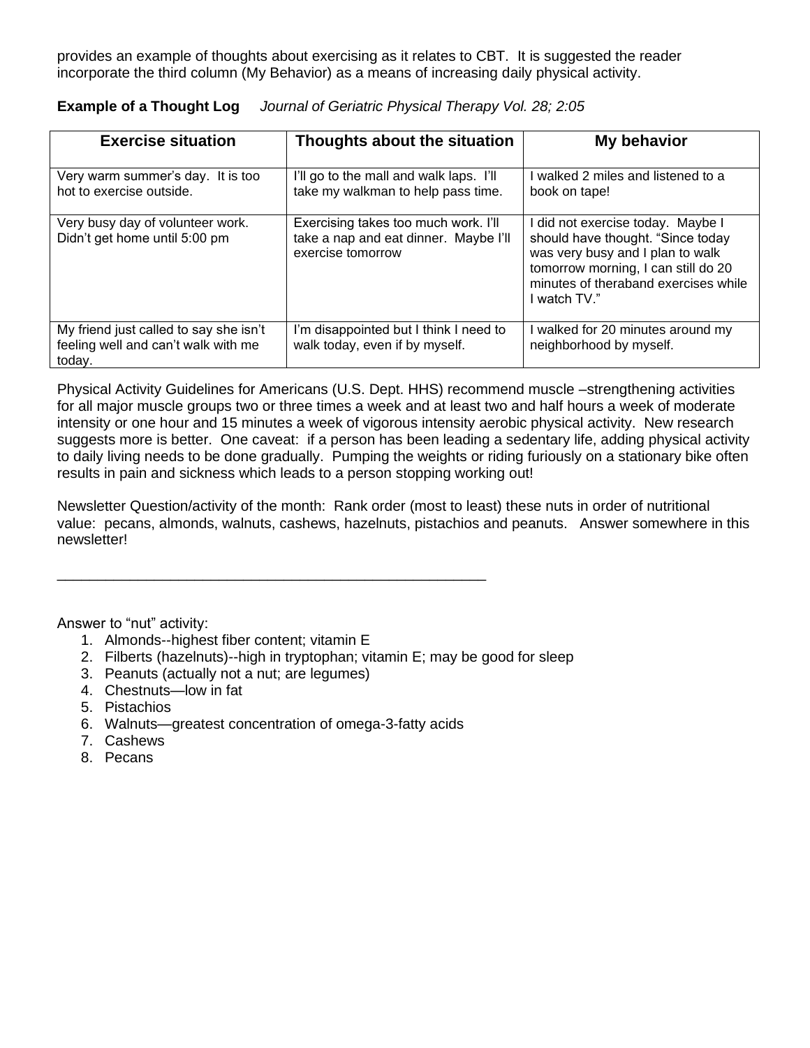provides an example of thoughts about exercising as it relates to CBT. It is suggested the reader incorporate the third column (My Behavior) as a means of increasing daily physical activity.

**Example of a Thought Log** *Journal of Geriatric Physical Therapy Vol. 28; 2:05*

| Exercise situation | Thoughts about the situation | My behavior |
|---|---|---|
| Very warm summer's day. It is too hot to exercise outside. | I'll go to the mall and walk laps. I'll take my walkman to help pass time. | I walked 2 miles and listened to a book on tape! |
| Very busy day of volunteer work. Didn't get home until 5:00 pm | Exercising takes too much work. I'll take a nap and eat dinner. Maybe I'll exercise tomorrow | I did not exercise today. Maybe I should have thought. "Since today was very busy and I plan to walk tomorrow morning, I can still do 20 minutes of theraband exercises while I watch TV." |
| My friend just called to say she isn't feeling well and can't walk with me today. | I'm disappointed but I think I need to walk today, even if by myself. | I walked for 20 minutes around my neighborhood by myself. |

Physical Activity Guidelines for Americans (U.S. Dept. HHS) recommend muscle –strengthening activities for all major muscle groups two or three times a week and at least two and half hours a week of moderate intensity or one hour and 15 minutes a week of vigorous intensity aerobic physical activity. New research suggests more is better. One caveat: if a person has been leading a sedentary life, adding physical activity to daily living needs to be done gradually. Pumping the weights or riding furiously on a stationary bike often results in pain and sickness which leads to a person stopping working out!

Newsletter Question/activity of the month: Rank order (most to least) these nuts in order of nutritional value: pecans, almonds, walnuts, cashews, hazelnuts, pistachios and peanuts. Answer somewhere in this newsletter!

---

Answer to "nut" activity:

1. Almonds--highest fiber content; vitamin E
2. Filberts (hazelnuts)--high in tryptophan; vitamin E; may be good for sleep
3. Peanuts (actually not a nut; are legumes)
4. Chestnuts—low in fat
5. Pistachios
6. Walnuts—greatest concentration of omega-3-fatty acids
7. Cashews
8. Pecans